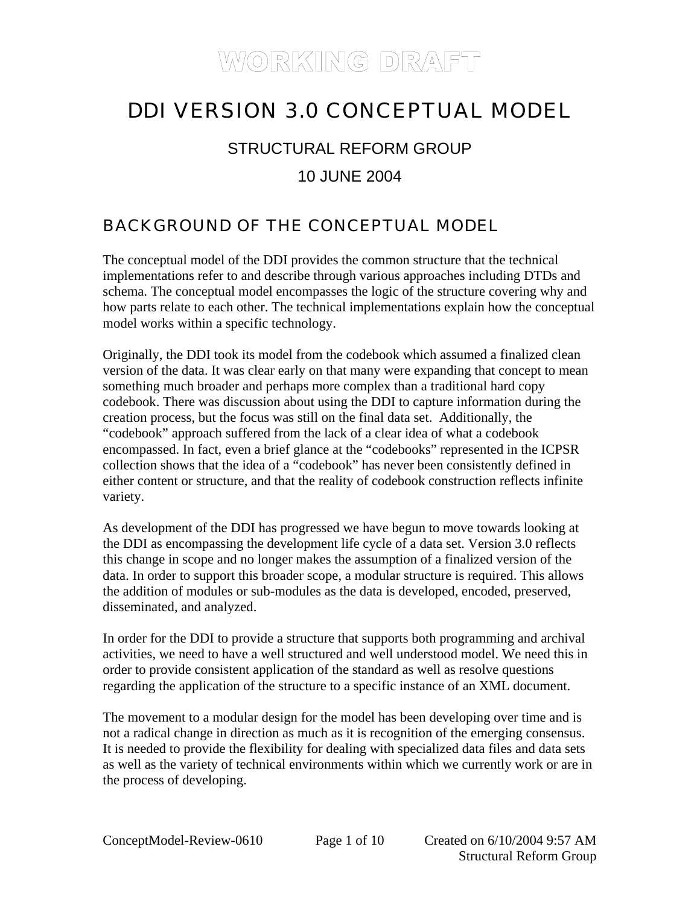WORKING DRAFT

# DDI VERSION 3.0 CONCEPTUAL MODEL

STRUCTURAL REFORM GROUP

10 JUNE 2004

## BACKGROUND OF THE CONCEPTUAL MODEL

The conceptual model of the DDI provides the common structure that the technical implementations refer to and describe through various approaches including DTDs and schema. The conceptual model encompasses the logic of the structure covering why and how parts relate to each other. The technical implementations explain how the conceptual model works within a specific technology.

Originally, the DDI took its model from the codebook which assumed a finalized clean version of the data. It was clear early on that many were expanding that concept to mean something much broader and perhaps more complex than a traditional hard copy codebook. There was discussion about using the DDI to capture information during the creation process, but the focus was still on the final data set. Additionally, the "codebook" approach suffered from the lack of a clear idea of what a codebook encompassed. In fact, even a brief glance at the "codebooks" represented in the ICPSR collection shows that the idea of a "codebook" has never been consistently defined in either content or structure, and that the reality of codebook construction reflects infinite variety.

As development of the DDI has progressed we have begun to move towards looking at the DDI as encompassing the development life cycle of a data set. Version 3.0 reflects this change in scope and no longer makes the assumption of a finalized version of the data. In order to support this broader scope, a modular structure is required. This allows the addition of modules or sub-modules as the data is developed, encoded, preserved, disseminated, and analyzed.

In order for the DDI to provide a structure that supports both programming and archival activities, we need to have a well structured and well understood model. We need this in order to provide consistent application of the standard as well as resolve questions regarding the application of the structure to a specific instance of an XML document.

The movement to a modular design for the model has been developing over time and is not a radical change in direction as much as it is recognition of the emerging consensus. It is needed to provide the flexibility for dealing with specialized data files and data sets as well as the variety of technical environments within which we currently work or are in the process of developing.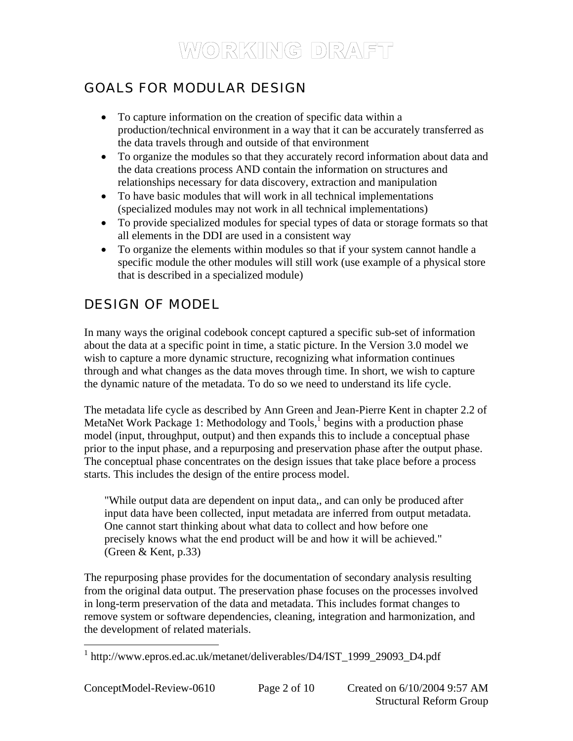## GOALS FOR MODULAR DESIGN

- To capture information on the creation of specific data within a production/technical environment in a way that it can be accurately transferred as the data travels through and outside of that environment
- To organize the modules so that they accurately record information about data and the data creations process AND contain the information on structures and relationships necessary for data discovery, extraction and manipulation
- To have basic modules that will work in all technical implementations (specialized modules may not work in all technical implementations)
- To provide specialized modules for special types of data or storage formats so that all elements in the DDI are used in a consistent way
- To organize the elements within modules so that if your system cannot handle a specific module the other modules will still work (use example of a physical store that is described in a specialized module)

## DESIGN OF MODEL

In many ways the original codebook concept captured a specific sub-set of information about the data at a specific point in time, a static picture. In the Version 3.0 model we wish to capture a more dynamic structure, recognizing what information continues through and what changes as the data moves through time. In short, we wish to capture the dynamic nature of the metadata. To do so we need to understand its life cycle.

The metadata life cycle as described by Ann Green and Jean-Pierre Kent in chapter 2.2 of MetaNet Work Package 1: Methodology and Tools,[1] begins with a production phase model (input, throughput, output) and then expands this to include a conceptual phase prior to the input phase, and a repurposing and preservation phase after the output phase. The conceptual phase concentrates on the design issues that take place before a process starts. This includes the design of the entire process model.

> "While output data are dependent on input data,, and can only be produced after input data have been collected, input metadata are inferred from output metadata. One cannot start thinking about what data to collect and how before one precisely knows what the end product will be and how it will be achieved." (Green & Kent, p.33)

The repurposing phase provides for the documentation of secondary analysis resulting from the original data output. The preservation phase focuses on the processes involved in long-term preservation of the data and metadata. This includes format changes to remove system or software dependencies, cleaning, integration and harmonization, and the development of related materials.

[1] http://www.epros.ed.ac.uk/metanet/deliverables/D4/IST_1999_29093_D4.pdf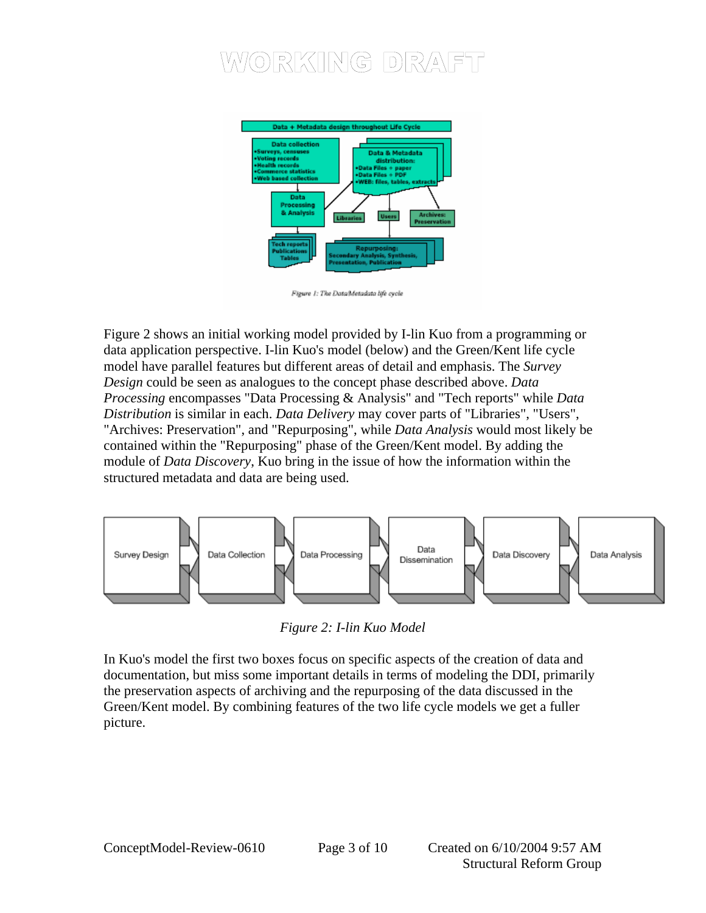WORKING DRAFT

Data + Metadata design throughout Life Cycle

Data collection
- Surveys, censuses
- Voting records
- Health records
- Commerce statistics
- Web based collection

Data & Metadata distribution:
- Data Files + paper
- Data Files + PDF
- WEB: files, tables, extracts

Data Processing & Analysis

Libraries

Users

Archives: Preservation

Tech reports Publications Tables

Repurposing: Secondary Analysis, Synthesis, Presentation, Publication

*Figure 1: The Data/Metadata life cycle*

Figure 2 shows an initial working model provided by I-lin Kuo from a programming or data application perspective. I-lin Kuo's model (below) and the Green/Kent life cycle model have parallel features but different areas of detail and emphasis. The *Survey Design* could be seen as analogues to the concept phase described above. *Data Processing* encompasses "Data Processing & Analysis" and "Tech reports" while *Data Distribution* is similar in each. *Data Delivery* may cover parts of "Libraries", "Users", "Archives: Preservation", and "Repurposing", while *Data Analysis* would most likely be contained within the "Repurposing" phase of the Green/Kent model. By adding the module of *Data Discovery*, Kuo bring in the issue of how the information within the structured metadata and data are being used.

Survey Design → Data Collection → Data Processing → Data Dissemination → Data Discovery → Data Analysis

*Figure 2: I-lin Kuo Model*

In Kuo's model the first two boxes focus on specific aspects of the creation of data and documentation, but miss some important details in terms of modeling the DDI, primarily the preservation aspects of archiving and the repurposing of the data discussed in the Green/Kent model. By combining features of the two life cycle models we get a fuller picture.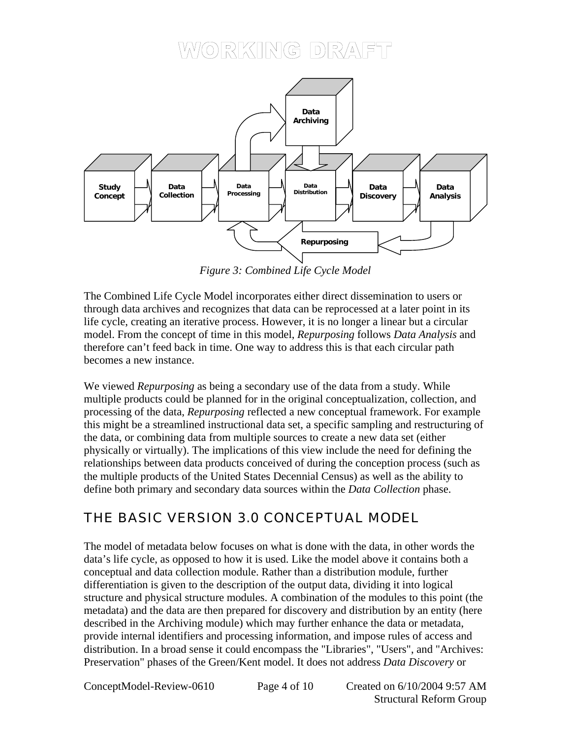*Figure 3: Combined Life Cycle Model*

The Combined Life Cycle Model incorporates either direct dissemination to users or through data archives and recognizes that data can be reprocessed at a later point in its life cycle, creating an iterative process. However, it is no longer a linear but a circular model. From the concept of time in this model, *Repurposing* follows *Data Analysis* and therefore can't feed back in time. One way to address this is that each circular path becomes a new instance.

We viewed *Repurposing* as being a secondary use of the data from a study. While multiple products could be planned for in the original conceptualization, collection, and processing of the data, *Repurposing* reflected a new conceptual framework. For example this might be a streamlined instructional data set, a specific sampling and restructuring of the data, or combining data from multiple sources to create a new data set (either physically or virtually). The implications of this view include the need for defining the relationships between data products conceived of during the conception process (such as the multiple products of the United States Decennial Census) as well as the ability to define both primary and secondary data sources within the *Data Collection* phase.

## THE BASIC VERSION 3.0 CONCEPTUAL MODEL

The model of metadata below focuses on what is done with the data, in other words the data's life cycle, as opposed to how it is used. Like the model above it contains both a conceptual and data collection module. Rather than a distribution module, further differentiation is given to the description of the output data, dividing it into logical structure and physical structure modules. A combination of the modules to this point (the metadata) and the data are then prepared for discovery and distribution by an entity (here described in the Archiving module) which may further enhance the data or metadata, provide internal identifiers and processing information, and impose rules of access and distribution. In a broad sense it could encompass the "Libraries", "Users", and "Archives: Preservation" phases of the Green/Kent model. It does not address *Data Discovery* or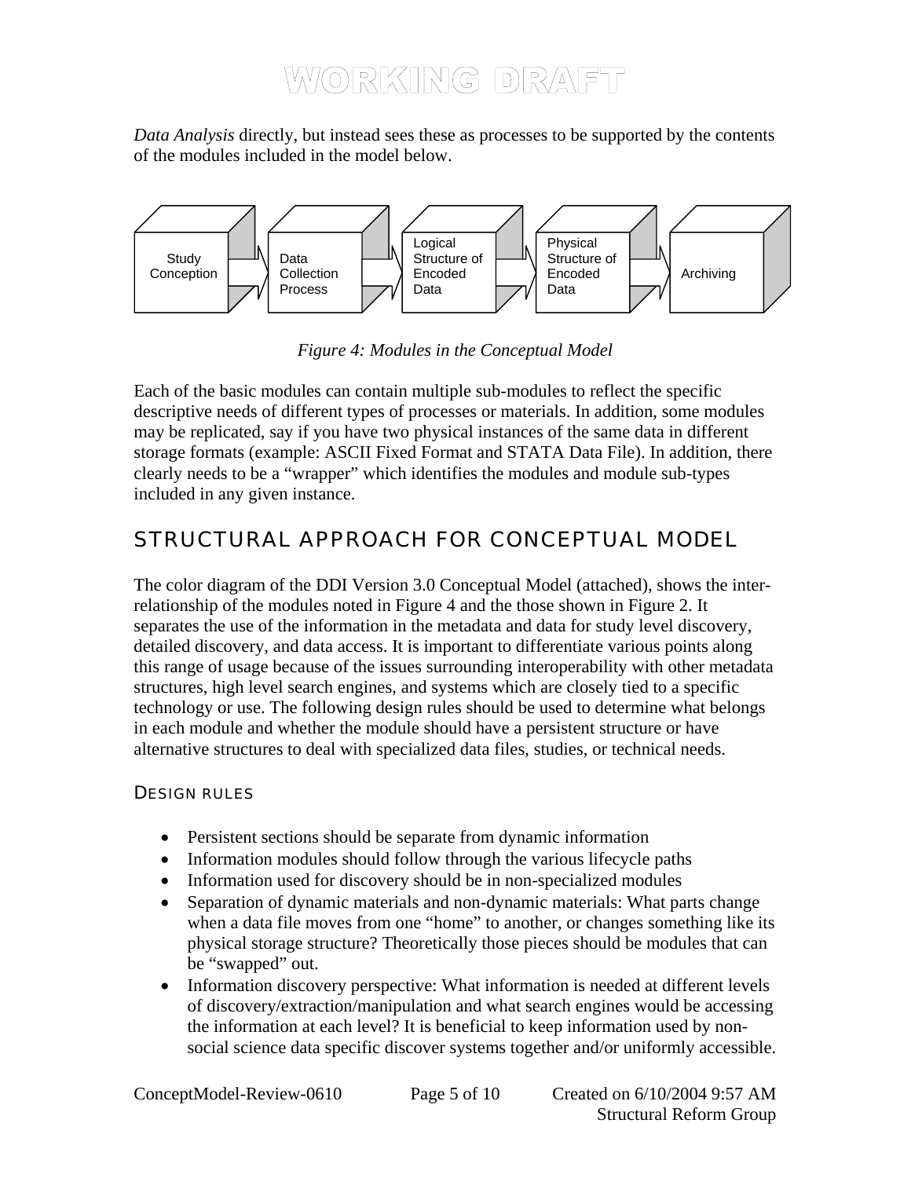*Data Analysis* directly, but instead sees these as processes to be supported by the contents of the modules included in the model below.

Study Conception → Data Collection Process → Logical Structure of Encoded Data → Physical Structure of Encoded Data → Archiving

*Figure 4: Modules in the Conceptual Model*

Each of the basic modules can contain multiple sub-modules to reflect the specific descriptive needs of different types of processes or materials. In addition, some modules may be replicated, say if you have two physical instances of the same data in different storage formats (example: ASCII Fixed Format and STATA Data File). In addition, there clearly needs to be a "wrapper" which identifies the modules and module sub-types included in any given instance.

## STRUCTURAL APPROACH FOR CONCEPTUAL MODEL

The color diagram of the DDI Version 3.0 Conceptual Model (attached), shows the inter-relationship of the modules noted in Figure 4 and the those shown in Figure 2. It separates the use of the information in the metadata and data for study level discovery, detailed discovery, and data access. It is important to differentiate various points along this range of usage because of the issues surrounding interoperability with other metadata structures, high level search engines, and systems which are closely tied to a specific technology or use. The following design rules should be used to determine what belongs in each module and whether the module should have a persistent structure or have alternative structures to deal with specialized data files, studies, or technical needs.

### DESIGN RULES

- Persistent sections should be separate from dynamic information
- Information modules should follow through the various lifecycle paths
- Information used for discovery should be in non-specialized modules
- Separation of dynamic materials and non-dynamic materials: What parts change when a data file moves from one "home" to another, or changes something like its physical storage structure? Theoretically those pieces should be modules that can be "swapped" out.
- Information discovery perspective: What information is needed at different levels of discovery/extraction/manipulation and what search engines would be accessing the information at each level? It is beneficial to keep information used by non-social science data specific discover systems together and/or uniformly accessible.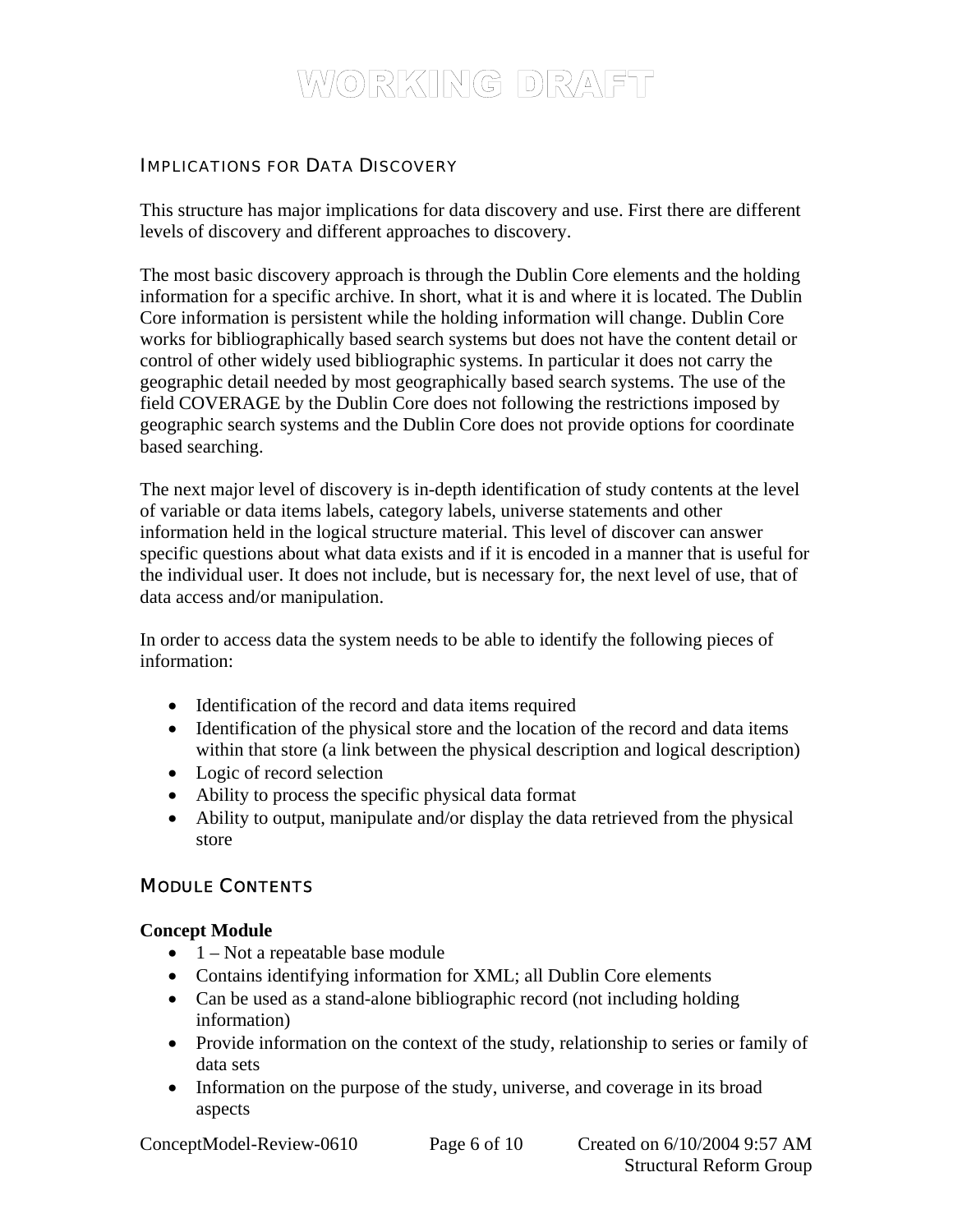## Implications for Data Discovery

This structure has major implications for data discovery and use. First there are different levels of discovery and different approaches to discovery.

The most basic discovery approach is through the Dublin Core elements and the holding information for a specific archive. In short, what it is and where it is located. The Dublin Core information is persistent while the holding information will change. Dublin Core works for bibliographically based search systems but does not have the content detail or control of other widely used bibliographic systems. In particular it does not carry the geographic detail needed by most geographically based search systems. The use of the field COVERAGE by the Dublin Core does not following the restrictions imposed by geographic search systems and the Dublin Core does not provide options for coordinate based searching.

The next major level of discovery is in-depth identification of study contents at the level of variable or data items labels, category labels, universe statements and other information held in the logical structure material. This level of discover can answer specific questions about what data exists and if it is encoded in a manner that is useful for the individual user. It does not include, but is necessary for, the next level of use, that of data access and/or manipulation.

In order to access data the system needs to be able to identify the following pieces of information:

- Identification of the record and data items required
- Identification of the physical store and the location of the record and data items within that store (a link between the physical description and logical description)
- Logic of record selection
- Ability to process the specific physical data format
- Ability to output, manipulate and/or display the data retrieved from the physical store

## Module Contents

**Concept Module**

- 1 – Not a repeatable base module
- Contains identifying information for XML; all Dublin Core elements
- Can be used as a stand-alone bibliographic record (not including holding information)
- Provide information on the context of the study, relationship to series or family of data sets
- Information on the purpose of the study, universe, and coverage in its broad aspects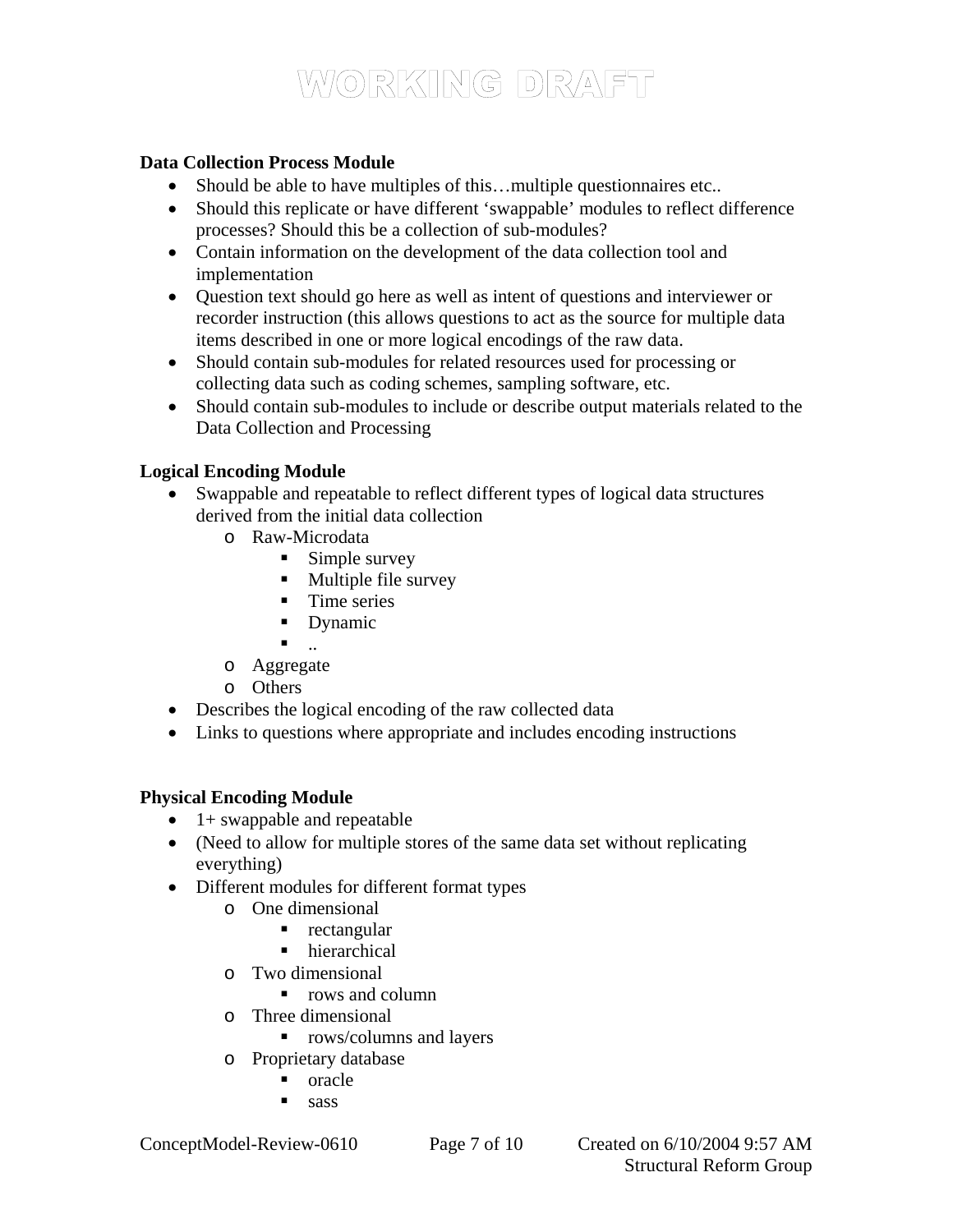**Data Collection Process Module**

- Should be able to have multiples of this…multiple questionnaires etc..
- Should this replicate or have different 'swappable' modules to reflect difference processes? Should this be a collection of sub-modules?
- Contain information on the development of the data collection tool and implementation
- Question text should go here as well as intent of questions and interviewer or recorder instruction (this allows questions to act as the source for multiple data items described in one or more logical encodings of the raw data.
- Should contain sub-modules for related resources used for processing or collecting data such as coding schemes, sampling software, etc.
- Should contain sub-modules to include or describe output materials related to the Data Collection and Processing

**Logical Encoding Module**

- Swappable and repeatable to reflect different types of logical data structures derived from the initial data collection
    - Raw-Microdata
        - Simple survey
        - Multiple file survey
        - Time series
        - Dynamic
        - ..
    - Aggregate
    - Others
- Describes the logical encoding of the raw collected data
- Links to questions where appropriate and includes encoding instructions

**Physical Encoding Module**

- 1+ swappable and repeatable
- (Need to allow for multiple stores of the same data set without replicating everything)
- Different modules for different format types
    - One dimensional
        - rectangular
        - hierarchical
    - Two dimensional
        - rows and column
    - Three dimensional
        - rows/columns and layers
    - Proprietary database
        - oracle
        - sass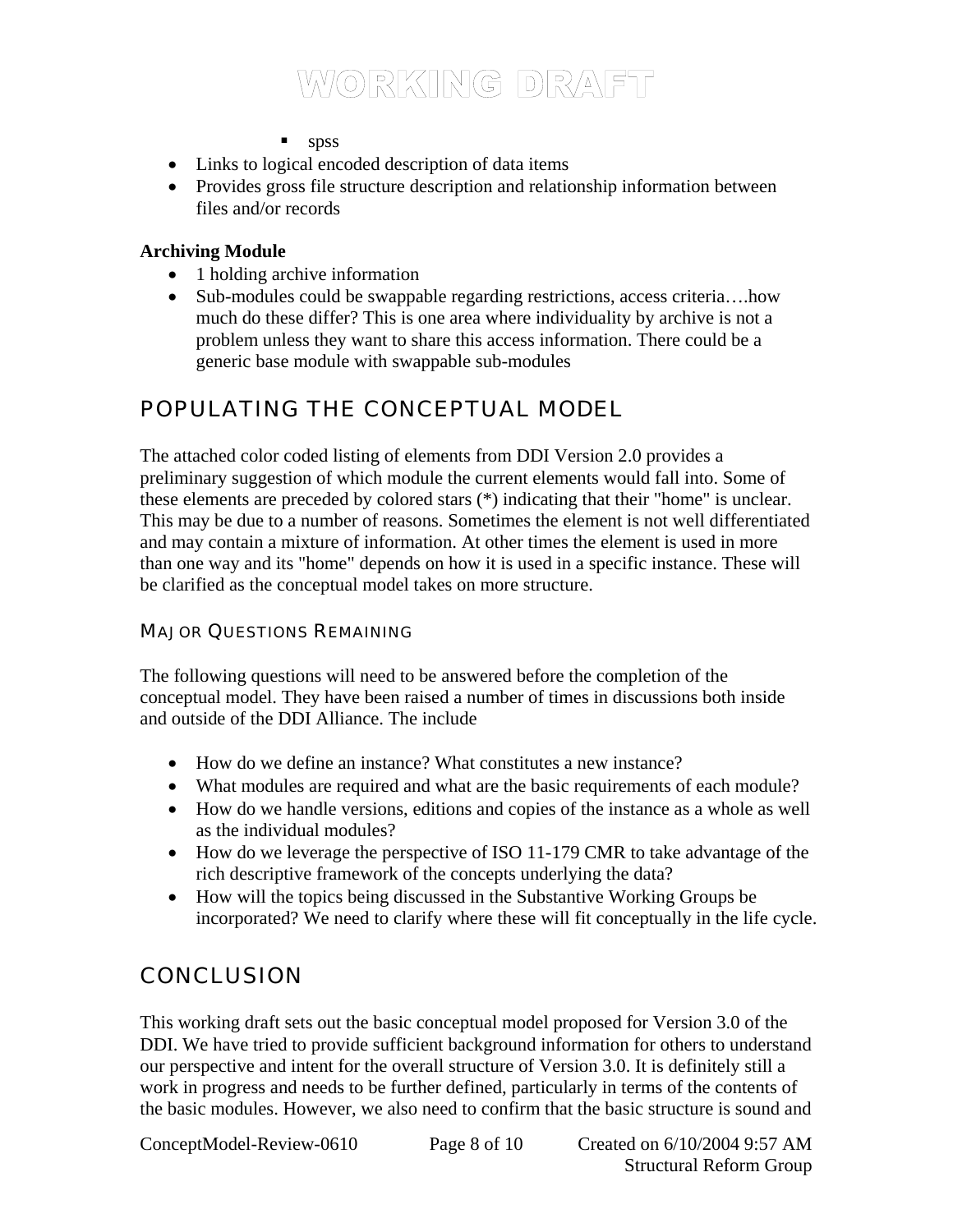- spss
- Links to logical encoded description of data items
- Provides gross file structure description and relationship information between files and/or records

**Archiving Module**

- 1 holding archive information
- Sub-modules could be swappable regarding restrictions, access criteria….how much do these differ? This is one area where individuality by archive is not a problem unless they want to share this access information. There could be a generic base module with swappable sub-modules

## POPULATING THE CONCEPTUAL MODEL

The attached color coded listing of elements from DDI Version 2.0 provides a preliminary suggestion of which module the current elements would fall into. Some of these elements are preceded by colored stars (*) indicating that their "home" is unclear. This may be due to a number of reasons. Sometimes the element is not well differentiated and may contain a mixture of information. At other times the element is used in more than one way and its "home" depends on how it is used in a specific instance. These will be clarified as the conceptual model takes on more structure.

### MAJOR QUESTIONS REMAINING

The following questions will need to be answered before the completion of the conceptual model. They have been raised a number of times in discussions both inside and outside of the DDI Alliance. The include

- How do we define an instance? What constitutes a new instance?
- What modules are required and what are the basic requirements of each module?
- How do we handle versions, editions and copies of the instance as a whole as well as the individual modules?
- How do we leverage the perspective of ISO 11-179 CMR to take advantage of the rich descriptive framework of the concepts underlying the data?
- How will the topics being discussed in the Substantive Working Groups be incorporated? We need to clarify where these will fit conceptually in the life cycle.

## CONCLUSION

This working draft sets out the basic conceptual model proposed for Version 3.0 of the DDI. We have tried to provide sufficient background information for others to understand our perspective and intent for the overall structure of Version 3.0. It is definitely still a work in progress and needs to be further defined, particularly in terms of the contents of the basic modules. However, we also need to confirm that the basic structure is sound and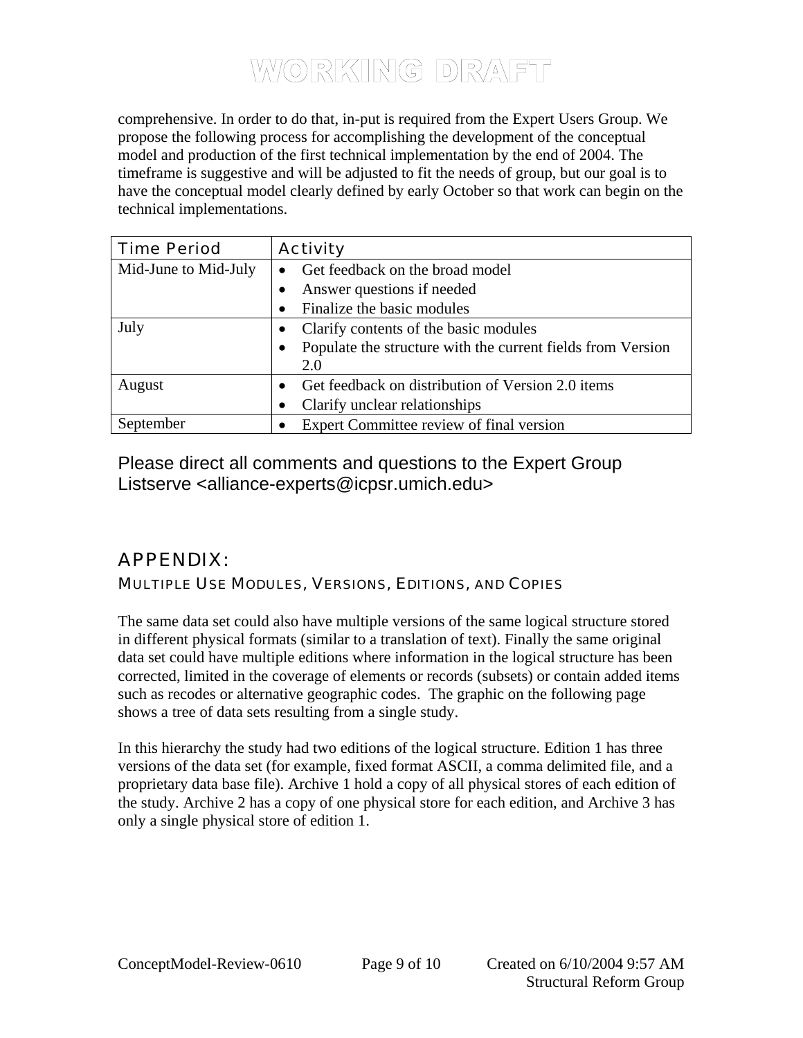comprehensive. In order to do that, in-put is required from the Expert Users Group. We propose the following process for accomplishing the development of the conceptual model and production of the first technical implementation by the end of 2004. The timeframe is suggestive and will be adjusted to fit the needs of group, but our goal is to have the conceptual model clearly defined by early October so that work can begin on the technical implementations.

| Time Period | Activity |
|---|---|
| Mid-June to Mid-July | • Get feedback on the broad model<br>• Answer questions if needed<br>• Finalize the basic modules |
| July | • Clarify contents of the basic modules<br>• Populate the structure with the current fields from Version 2.0 |
| August | • Get feedback on distribution of Version 2.0 items<br>• Clarify unclear relationships |
| September | • Expert Committee review of final version |

Please direct all comments and questions to the Expert Group Listserve <alliance-experts@icpsr.umich.edu>

## APPENDIX:

### MULTIPLE USE MODULES, VERSIONS, EDITIONS, AND COPIES

The same data set could also have multiple versions of the same logical structure stored in different physical formats (similar to a translation of text). Finally the same original data set could have multiple editions where information in the logical structure has been corrected, limited in the coverage of elements or records (subsets) or contain added items such as recodes or alternative geographic codes. The graphic on the following page shows a tree of data sets resulting from a single study.

In this hierarchy the study had two editions of the logical structure. Edition 1 has three versions of the data set (for example, fixed format ASCII, a comma delimited file, and a proprietary data base file). Archive 1 hold a copy of all physical stores of each edition of the study. Archive 2 has a copy of one physical store for each edition, and Archive 3 has only a single physical store of edition 1.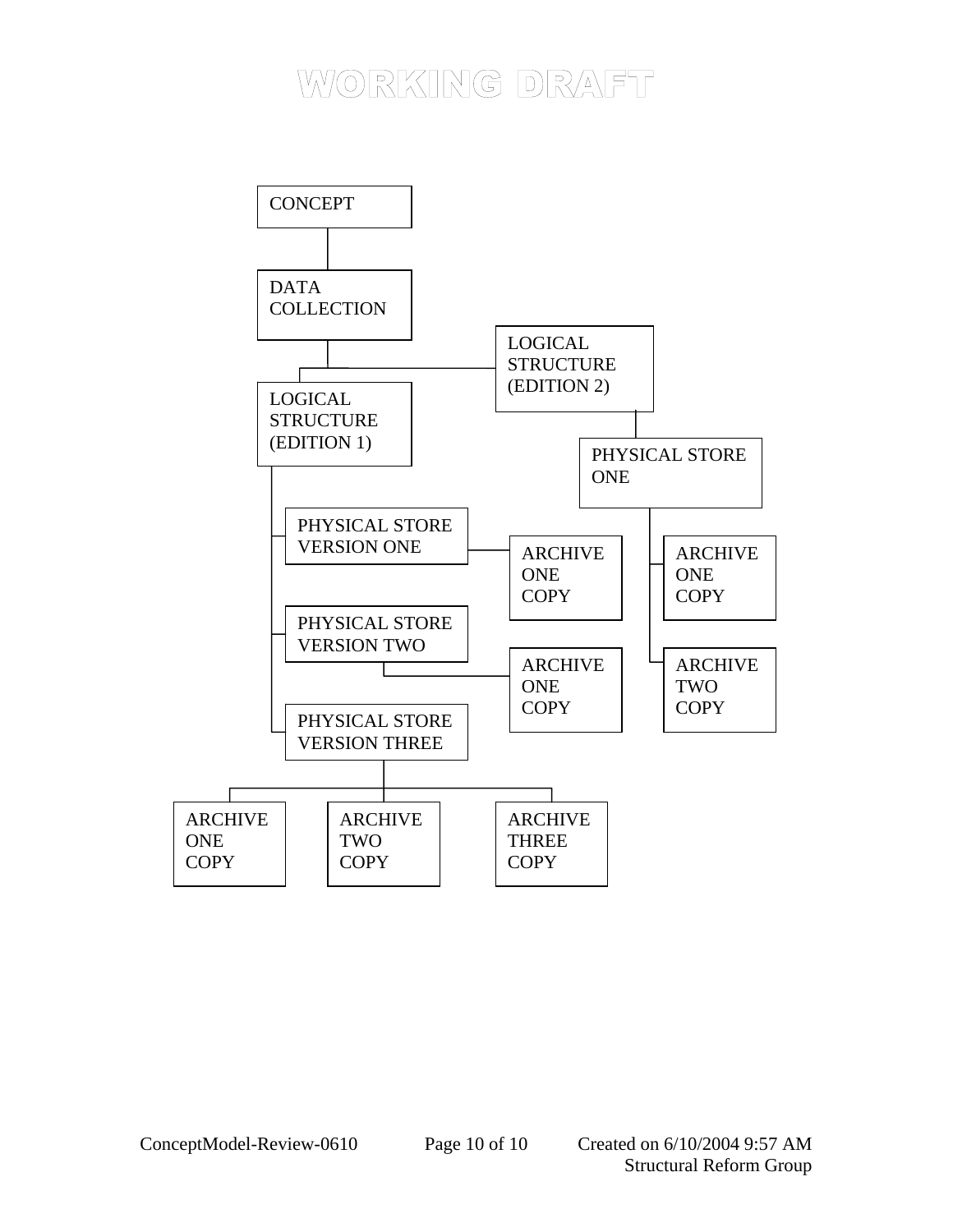- CONCEPT
  - DATA COLLECTION
    - LOGICAL STRUCTURE (EDITION 1)
      - PHYSICAL STORE VERSION ONE
        - ARCHIVE ONE COPY
      - PHYSICAL STORE VERSION TWO
        - ARCHIVE ONE COPY
      - PHYSICAL STORE VERSION THREE
        - ARCHIVE ONE COPY
        - ARCHIVE TWO COPY
        - ARCHIVE THREE COPY
    - LOGICAL STRUCTURE (EDITION 2)
      - PHYSICAL STORE ONE
        - ARCHIVE ONE COPY
        - ARCHIVE TWO COPY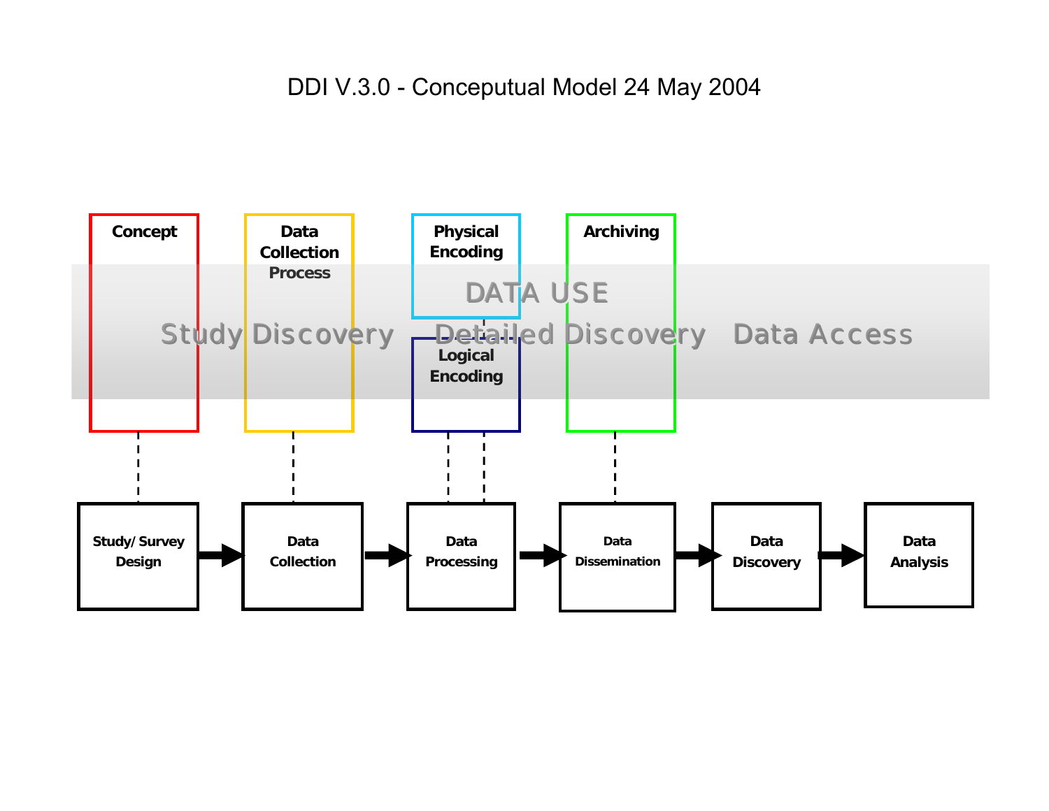DDI V.3.0 - Conceptual Model 24 May 2004

Concept

Data Collection Process

Physical Encoding

Logical Encoding

Archiving

DATA USE

Study Discovery    Detailed Discovery    Data Access

Study/ Survey Design → Data Collection → Data Processing → Data Dissemination → Data Discovery → Data Analysis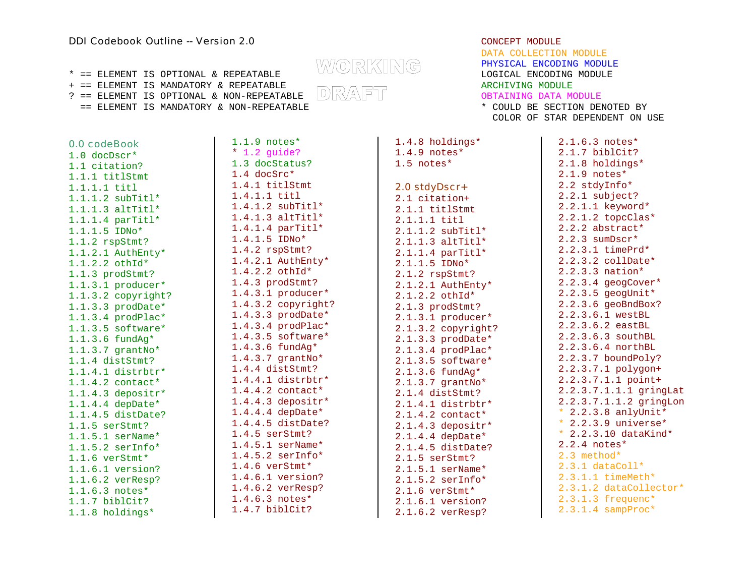DDI Codebook Outline -- Version 2.0

WORKING DRAFT

```
* == ELEMENT IS OPTIONAL & REPEATABLE
+ == ELEMENT IS MANDATORY & REPEATABLE
? == ELEMENT IS OPTIONAL & NON-REPEATABLE
  == ELEMENT IS MANDATORY & NON-REPEATABLE
```

```
CONCEPT MODULE
DATA COLLECTION MODULE
PHYSICAL ENCODING MODULE
LOGICAL ENCODING MODULE
ARCHIVING MODULE
OBTAINING DATA MODULE
* COULD BE SECTION DENOTED BY
  COLOR OF STAR DEPENDENT ON USE
```

```
0.0 codeBook
1.0 docDscr*
1.1 citation?
1.1.1 titlStmt
1.1.1.1 titl
1.1.1.2 subTitl*
1.1.1.3 altTitl*
1.1.1.4 parTitl*
1.1.1.5 IDNo*
1.1.2 rspStmt?
1.1.2.1 AuthEnty*
1.1.2.2 othId*
1.1.3 prodStmt?
1.1.3.1 producer*
1.1.3.2 copyright?
1.1.3.3 prodDate*
1.1.3.4 prodPlac*
1.1.3.5 software*
1.1.3.6 fundAg*
1.1.3.7 grantNo*
1.1.4 distStmt?
1.1.4.1 distrbtr*
1.1.4.2 contact*
1.1.4.3 depositr*
1.1.4.4 depDate*
1.1.4.5 distDate?
1.1.5 serStmt?
1.1.5.1 serName*
1.1.5.2 serInfo*
1.1.6 verStmt*
1.1.6.1 version?
1.1.6.2 verResp?
1.1.6.3 notes*
1.1.7 biblCit?
1.1.8 holdings*
1.1.9 notes*
* 1.2 guide?
1.3 docStatus?
1.4 docSrc*
1.4.1 titlStmt
1.4.1.1 titl
1.4.1.2 subTitl*
1.4.1.3 altTitl*
1.4.1.4 parTitl*
1.4.1.5 IDNo*
1.4.2 rspStmt?
1.4.2.1 AuthEnty*
1.4.2.2 othId*
1.4.3 prodStmt?
1.4.3.1 producer*
1.4.3.2 copyright?
1.4.3.3 prodDate*
1.4.3.4 prodPlac*
1.4.3.5 software*
1.4.3.6 fundAg*
1.4.3.7 grantNo*
1.4.4 distStmt?
1.4.4.1 distrbtr*
1.4.4.2 contact*
1.4.4.3 depositr*
1.4.4.4 depDate*
1.4.4.5 distDate?
1.4.5 serStmt?
1.4.5.1 serName*
1.4.5.2 serInfo*
1.4.6 verStmt*
1.4.6.1 version?
1.4.6.2 verResp?
1.4.6.3 notes*
1.4.7 biblCit?
1.4.8 holdings*
1.4.9 notes*
1.5 notes*

2.0 stdyDscr+
2.1 citation+
2.1.1 titlStmt
2.1.1.1 titl
2.1.1.2 subTitl*
2.1.1.3 altTitl*
2.1.1.4 parTitl*
2.1.1.5 IDNo*
2.1.2 rspStmt?
2.1.2.1 AuthEnty*
2.1.2.2 othId*
2.1.3 prodStmt?
2.1.3.1 producer*
2.1.3.2 copyright?
2.1.3.3 prodDate*
2.1.3.4 prodPlac*
2.1.3.5 software*
2.1.3.6 fundAg*
2.1.3.7 grantNo*
2.1.4 distStmt?
2.1.4.1 distrbtr*
2.1.4.2 contact*
2.1.4.3 depositr*
2.1.4.4 depDate*
2.1.4.5 distDate?
2.1.5 serStmt?
2.1.5.1 serName*
2.1.5.2 serInfo*
2.1.6 verStmt*
2.1.6.1 version?
2.1.6.2 verResp?
2.1.6.3 notes*
2.1.7 biblCit?
2.1.8 holdings*
2.1.9 notes*
2.2 stdyInfo*
2.2.1 subject?
2.2.1.1 keyword*
2.2.1.2 topcClas*
2.2.2 abstract*
2.2.3 sumDscr*
2.2.3.1 timePrd*
2.2.3.2 collDate*
2.2.3.3 nation*
2.2.3.4 geogCover*
2.2.3.5 geogUnit*
2.2.3.6 geoBndBox?
2.2.3.6.1 westBL
2.2.3.6.2 eastBL
2.2.3.6.3 southBL
2.2.3.6.4 northBL
2.2.3.7 boundPoly?
2.2.3.7.1 polygon+
2.2.3.7.1.1 point+
2.2.3.7.1.1.1 gringLat
2.2.3.7.1.1.2 gringLon
* 2.2.3.8 anlyUnit*
* 2.2.3.9 universe*
* 2.2.3.10 dataKind*
2.2.4 notes*
2.3 method*
2.3.1 dataColl*
2.3.1.1 timeMeth*
2.3.1.2 dataCollector*
2.3.1.3 frequenc*
2.3.1.4 sampProc*
```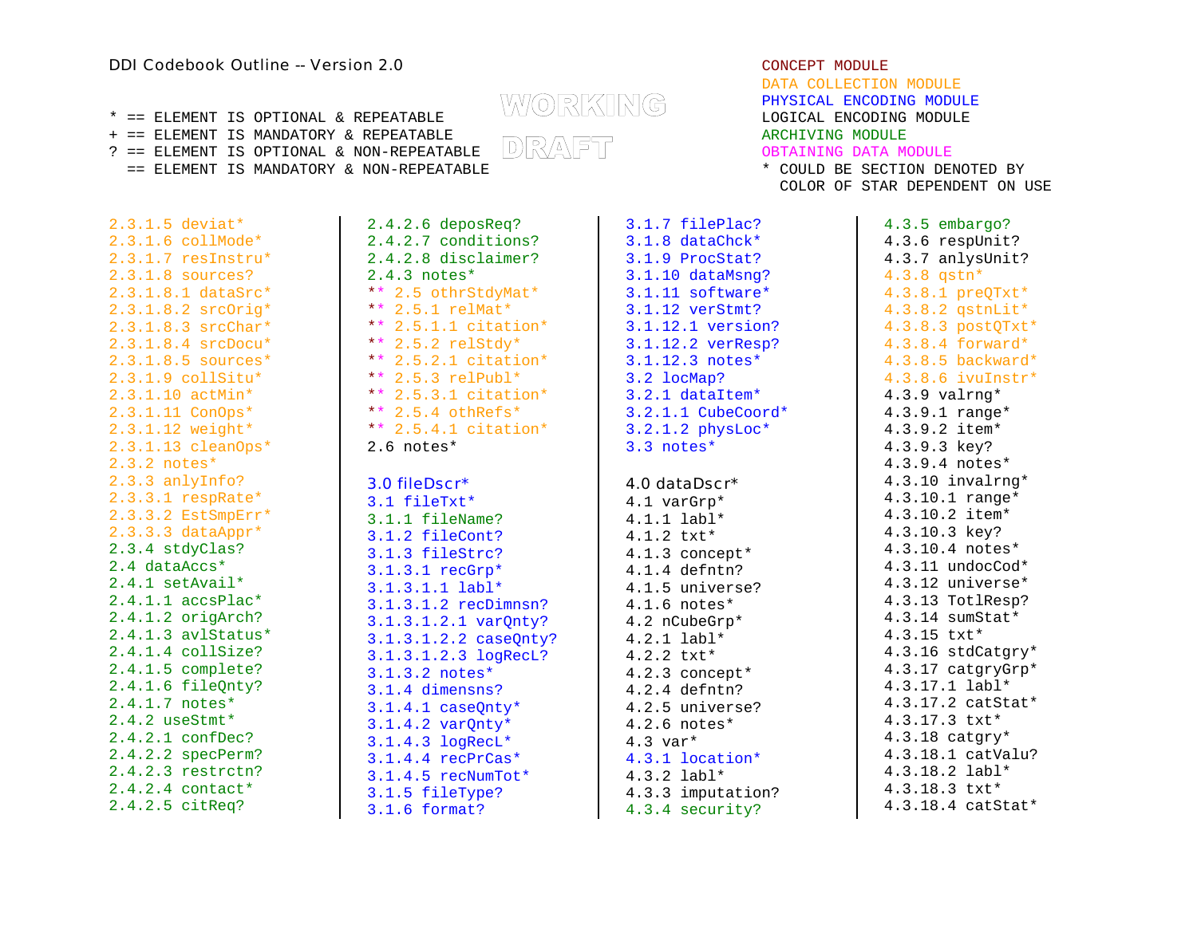DDI Codebook Outline -- Version 2.0

WORKING DRAFT

```
* == ELEMENT IS OPTIONAL & REPEATABLE
+ == ELEMENT IS MANDATORY & REPEATABLE
? == ELEMENT IS OPTIONAL & NON-REPEATABLE
  == ELEMENT IS MANDATORY & NON-REPEATABLE
```

CONCEPT MODULE
DATA COLLECTION MODULE
PHYSICAL ENCODING MODULE
LOGICAL ENCODING MODULE
ARCHIVING MODULE
OBTAINING DATA MODULE
* COULD BE SECTION DENOTED BY COLOR OF STAR DEPENDENT ON USE

```
2.3.1.5 deviat*
2.3.1.6 collMode*
2.3.1.7 resInstru*
2.3.1.8 sources?
2.3.1.8.1 dataSrc*
2.3.1.8.2 srcOrig*
2.3.1.8.3 srcChar*
2.3.1.8.4 srcDocu*
2.3.1.8.5 sources*
2.3.1.9 collSitu*
2.3.1.10 actMin*
2.3.1.11 ConOps*
2.3.1.12 weight*
2.3.1.13 cleanOps*
2.3.2 notes*
2.3.3 anlyInfo?
2.3.3.1 respRate*
2.3.3.2 EstSmpErr*
2.3.3.3 dataAppr*
2.3.4 stdyClas?
2.4 dataAccs*
2.4.1 setAvail*
2.4.1.1 accsPlac*
2.4.1.2 origArch?
2.4.1.3 avlStatus*
2.4.1.4 collSize?
2.4.1.5 complete?
2.4.1.6 fileQnty?
2.4.1.7 notes*
2.4.2 useStmt*
2.4.2.1 confDec?
2.4.2.2 specPerm?
2.4.2.3 restrctn?
2.4.2.4 contact*
2.4.2.5 citReq?
```

```
2.4.2.6 deposReq?
2.4.2.7 conditions?
2.4.2.8 disclaimer?
2.4.3 notes*
** 2.5 othrStdyMat*
** 2.5.1 relMat*
** 2.5.1.1 citation*
** 2.5.2 relStdy*
** 2.5.2.1 citation*
** 2.5.3 relPubl*
** 2.5.3.1 citation*
** 2.5.4 othRefs*
** 2.5.4.1 citation*
2.6 notes*

3.0 fileDscr*
3.1 fileTxt*
3.1.1 fileName?
3.1.2 fileCont?
3.1.3 fileStrc?
3.1.3.1 recGrp*
3.1.3.1.1 labl*
3.1.3.1.2 recDimnsn?
3.1.3.1.2.1 varQnty?
3.1.3.1.2.2 caseQnty?
3.1.3.1.2.3 logRecL?
3.1.3.2 notes*
3.1.4 dimensns?
3.1.4.1 caseQnty*
3.1.4.2 varQnty*
3.1.4.3 logRecL*
3.1.4.4 recPrCas*
3.1.4.5 recNumTot*
3.1.5 fileType?
3.1.6 format?
```

```
3.1.7 filePlac?
3.1.8 dataChck*
3.1.9 ProcStat?
3.1.10 dataMsng?
3.1.11 software*
3.1.12 verStmt?
3.1.12.1 version?
3.1.12.2 verResp?
3.1.12.3 notes*
3.2 locMap?
3.2.1 dataItem*
3.2.1.1 CubeCoord*
3.2.1.2 physLoc*
3.3 notes*

4.0 dataDscr*
4.1 varGrp*
4.1.1 labl*
4.1.2 txt*
4.1.3 concept*
4.1.4 defntn?
4.1.5 universe?
4.1.6 notes*
4.2 nCubeGrp*
4.2.1 labl*
4.2.2 txt*
4.2.3 concept*
4.2.4 defntn?
4.2.5 universe?
4.2.6 notes*
4.3 var*
4.3.1 location*
4.3.2 labl*
4.3.3 imputation?
4.3.4 security?
```

```
4.3.5 embargo?
4.3.6 respUnit?
4.3.7 anlysUnit?
4.3.8 qstn*
4.3.8.1 preQTxt*
4.3.8.2 qstnLit*
4.3.8.3 postQTxt*
4.3.8.4 forward*
4.3.8.5 backward*
4.3.8.6 ivuInstr*
4.3.9 valrng*
4.3.9.1 range*
4.3.9.2 item*
4.3.9.3 key?
4.3.9.4 notes*
4.3.10 invalrng*
4.3.10.1 range*
4.3.10.2 item*
4.3.10.3 key?
4.3.10.4 notes*
4.3.11 undocCod*
4.3.12 universe*
4.3.13 TotlResp?
4.3.14 sumStat*
4.3.15 txt*
4.3.16 stdCatgry*
4.3.17 catgryGrp*
4.3.17.1 labl*
4.3.17.2 catStat*
4.3.17.3 txt*
4.3.18 catgry*
4.3.18.1 catValu?
4.3.18.2 labl*
4.3.18.3 txt*
4.3.18.4 catStat*
```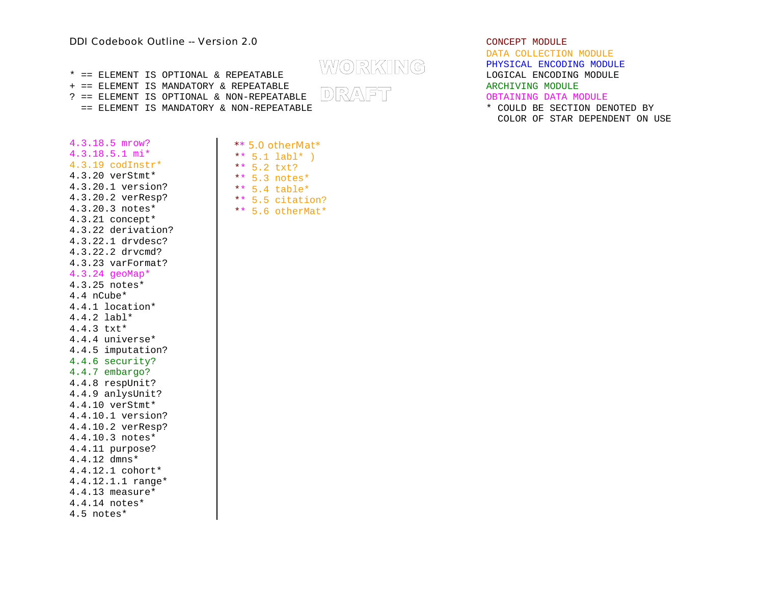DDI Codebook Outline -- Version 2.0

WORKING DRAFT

* == ELEMENT IS OPTIONAL & REPEATABLE
+ == ELEMENT IS MANDATORY & REPEATABLE
? == ELEMENT IS OPTIONAL & NON-REPEATABLE
  == ELEMENT IS MANDATORY & NON-REPEATABLE

CONCEPT MODULE
DATA COLLECTION MODULE
PHYSICAL ENCODING MODULE
LOGICAL ENCODING MODULE
ARCHIVING MODULE
OBTAINING DATA MODULE
* COULD BE SECTION DENOTED BY COLOR OF STAR DEPENDENT ON USE

4.3.18.5 mrow?
4.3.18.5.1 mi*
4.3.19 codInstr*
4.3.20 verStmt*
4.3.20.1 version?
4.3.20.2 verResp?
4.3.20.3 notes*
4.3.21 concept*
4.3.22 derivation?
4.3.22.1 drvdesc?
4.3.22.2 drvcmd?
4.3.23 varFormat?
4.3.24 geoMap*
4.3.25 notes*
4.4 nCube*
4.4.1 location*
4.4.2 labl*
4.4.3 txt*
4.4.4 universe*
4.4.5 imputation?
4.4.6 security?
4.4.7 embargo?
4.4.8 respUnit?
4.4.9 anlysUnit?
4.4.10 verStmt*
4.4.10.1 version?
4.4.10.2 verResp?
4.4.10.3 notes*
4.4.11 purpose?
4.4.12 dmns*
4.4.12.1 cohort*
4.4.12.1.1 range*
4.4.13 measure*
4.4.14 notes*
4.5 notes*

** 5.0 otherMat*
** 5.1 labl* )
** 5.2 txt?
** 5.3 notes*
** 5.4 table*
** 5.5 citation?
** 5.6 otherMat*